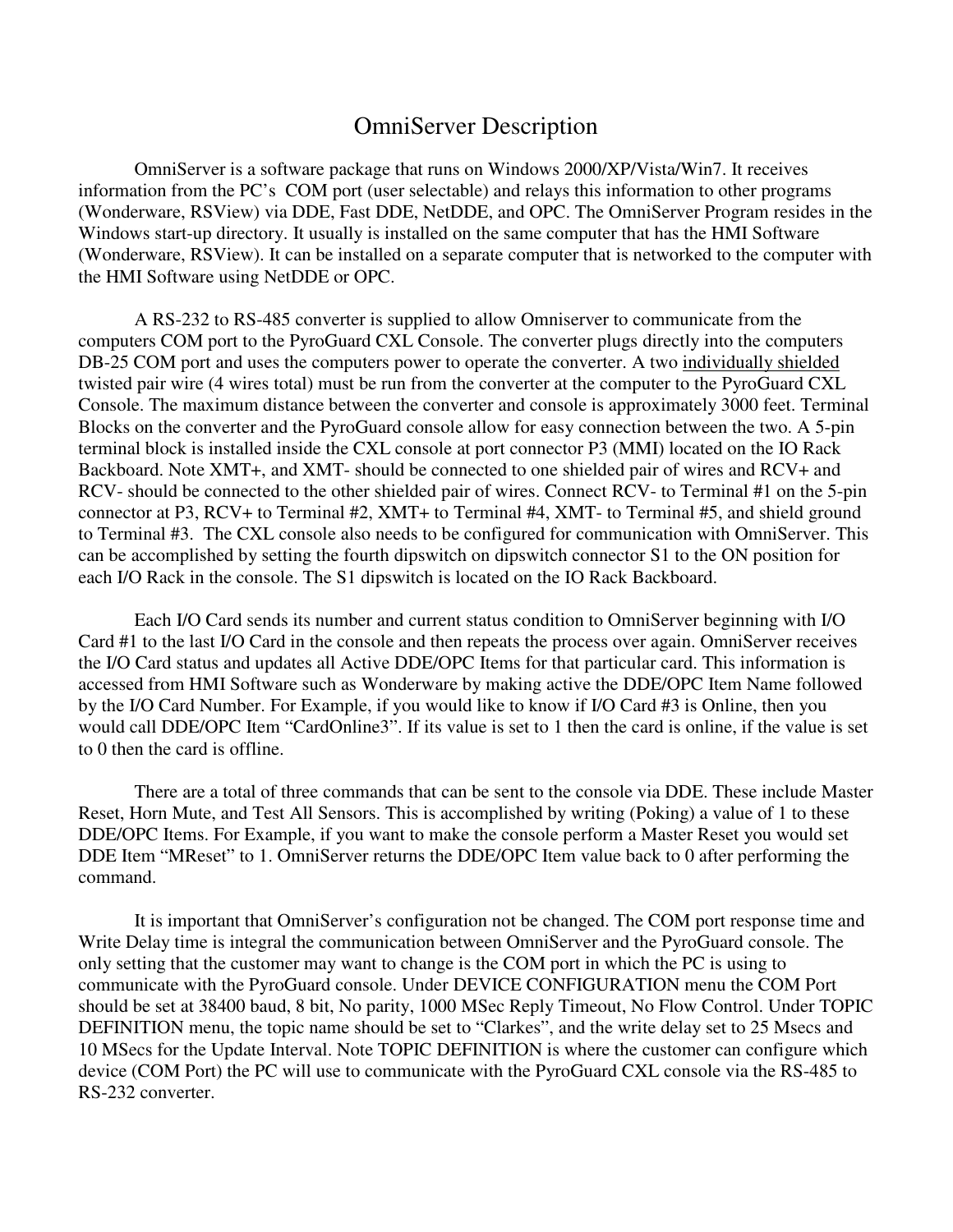# OmniServer Description

OmniServer is a software package that runs on Windows 2000/XP/Vista/Win7. It receives information from the PC's COM port (user selectable) and relays this information to other programs (Wonderware, RSView) via DDE, Fast DDE, NetDDE, and OPC. The OmniServer Program resides in the Windows start-up directory. It usually is installed on the same computer that has the HMI Software (Wonderware, RSView). It can be installed on a separate computer that is networked to the computer with the HMI Software using NetDDE or OPC.

A RS-232 to RS-485 converter is supplied to allow Omniserver to communicate from the computers COM port to the PyroGuard CXL Console. The converter plugs directly into the computers DB-25 COM port and uses the computers power to operate the converter. A two <u>individually shielded</u> twisted pair wire (4 wires total) must be run from the converter at the computer to the PyroGuard CXL Console. The maximum distance between the converter and console is approximately 3000 feet. Terminal Blocks on the converter and the PyroGuard console allow for easy connection between the two. A 5-pin terminal block is installed inside the CXL console at port connector P3 (MMI) located on the IO Rack Backboard. Note XMT+, and XMT- should be connected to one shielded pair of wires and RCV+ and RCV- should be connected to the other shielded pair of wires. Connect RCV- to Terminal #1 on the 5-pin connector at P3, RCV+ to Terminal #2, XMT+ to Terminal #4, XMT- to Terminal #5, and shield ground to Terminal #3. The CXL console also needs to be configured for communication with OmniServer. This can be accomplished by setting the fourth dipswitch on dipswitch connector S1 to the ON position for each I/O Rack in the console. The S1 dipswitch is located on the IO Rack Backboard.

Each I/O Card sends its number and current status condition to OmniServer beginning with I/O Card #1 to the last I/O Card in the console and then repeats the process over again. OmniServer receives the I/O Card status and updates all Active DDE/OPC Items for that particular card. This information is accessed from HMI Software such as Wonderware by making active the DDE/OPC Item Name followed by the I/O Card Number. For Example, if you would like to know if I/O Card #3 is Online, then you would call DDE/OPC Item "CardOnline3". If its value is set to 1 then the card is online, if the value is set to 0 then the card is offline.

There are a total of three commands that can be sent to the console via DDE. These include Master Reset, Horn Mute, and Test All Sensors. This is accomplished by writing (Poking) a value of 1 to these DDE/OPC Items. For Example, if you want to make the console perform a Master Reset you would set DDE Item "MReset" to 1. OmniServer returns the DDE/OPC Item value back to 0 after performing the command.

It is important that OmniServer's configuration not be changed. The COM port response time and Write Delay time is integral the communication between OmniServer and the PyroGuard console. The only setting that the customer may want to change is the COM port in which the PC is using to communicate with the PyroGuard console. Under DEVICE CONFIGURATION menu the COM Port should be set at 38400 baud, 8 bit, No parity, 1000 MSec Reply Timeout, No Flow Control. Under TOPIC DEFINITION menu, the topic name should be set to "Clarkes", and the write delay set to 25 Msecs and 10 MSecs for the Update Interval. Note TOPIC DEFINITION is where the customer can configure which device (COM Port) the PC will use to communicate with the PyroGuard CXL console via the RS-485 to RS-232 converter.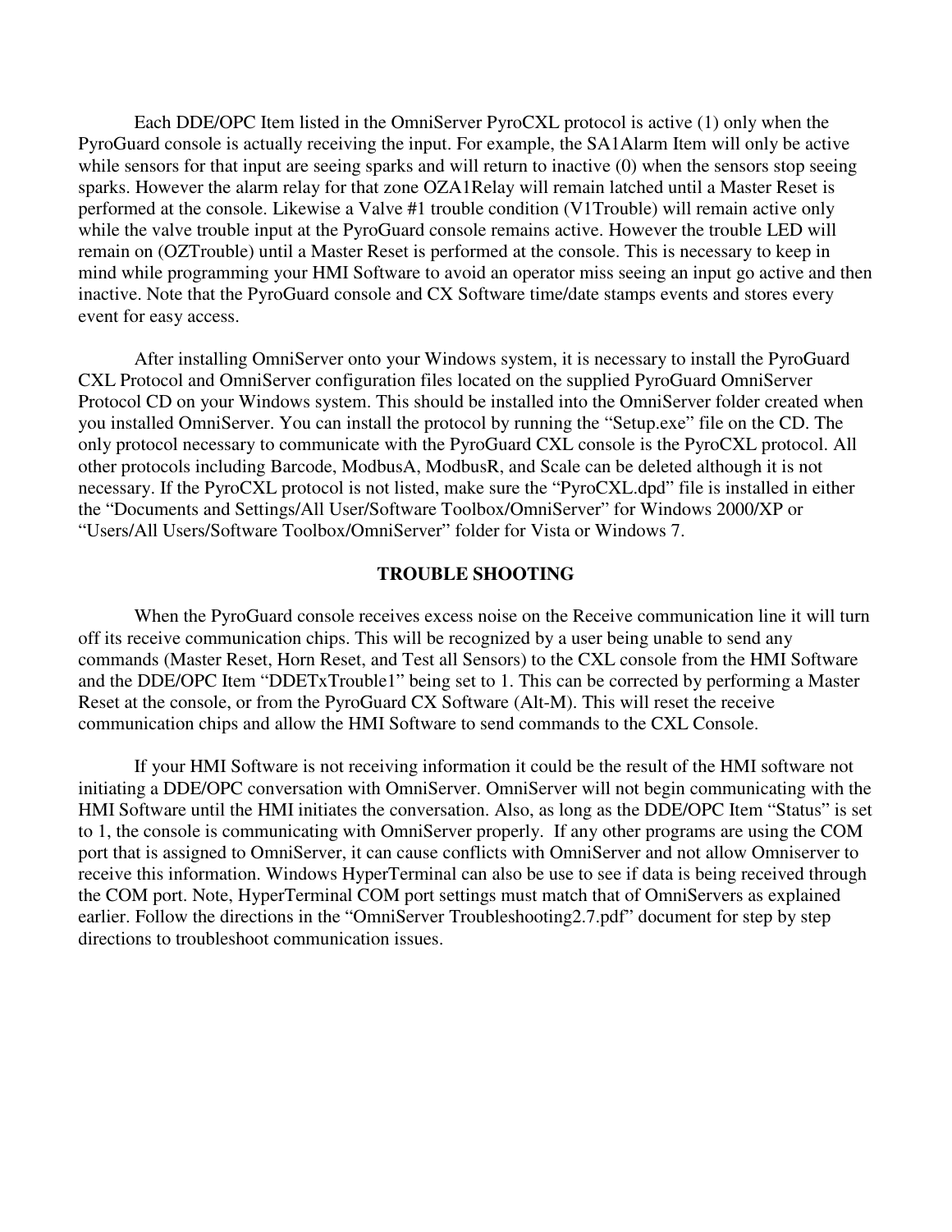Each DDE/OPC Item listed in the OmniServer PyroCXL protocol is active (1) only when the PyroGuard console is actually receiving the input. For example, the SA1Alarm Item will only be active while sensors for that input are seeing sparks and will return to inactive (0) when the sensors stop seeing sparks. However the alarm relay for that zone OZA1Relay will remain latched until a Master Reset is performed at the console. Likewise a Valve #1 trouble condition (V1Trouble) will remain active only while the valve trouble input at the PyroGuard console remains active. However the trouble LED will remain on (OZTrouble) until a Master Reset is performed at the console. This is necessary to keep in mind while programming your HMI Software to avoid an operator miss seeing an input go active and then inactive. Note that the PyroGuard console and CX Software time/date stamps events and stores every event for easy access.

After installing OmniServer onto your Windows system, it is necessary to install the PyroGuard CXL Protocol and OmniServer configuration files located on the supplied PyroGuard OmniServer Protocol CD on your Windows system. This should be installed into the OmniServer folder created when you installed OmniServer. You can install the protocol by running the "Setup.exe" file on the CD. The only protocol necessary to communicate with the PyroGuard CXL console is the PyroCXL protocol. All other protocols including Barcode, ModbusA, ModbusR, and Scale can be deleted although it is not necessary. If the PyroCXL protocol is not listed, make sure the "PyroCXL.dpd" file is installed in either the "Documents and Settings/All User/Software Toolbox/OmniServer" for Windows 2000/XP or "Users/All Users/Software Toolbox/OmniServer" folder for Vista or Windows 7.

## TROUBLE SHOOTING

When the PyroGuard console receives excess noise on the Receive communication line it will turn off its receive communication chips. This will be recognized by a user being unable to send any commands (Master Reset, Horn Reset, and Test all Sensors) to the CXL console from the HMI Software and the DDE/OPC Item "DDETxTrouble1" being set to 1. This can be corrected by performing a Master Reset at the console, or from the PyroGuard CX Software (Alt-M). This will reset the receive communication chips and allow the HMI Software to send commands to the CXL Console.

If your HMI Software is not receiving information it could be the result of the HMI software not initiating a DDE/OPC conversation with OmniServer. OmniServer will not begin communicating with the HMI Software until the HMI initiates the conversation. Also, as long as the DDE/OPC Item "Status" is set to 1, the console is communicating with OmniServer properly. If any other programs are using the COM port that is assigned to OmniServer, it can cause conflicts with OmniServer and not allow Omniserver to receive this information. Windows HyperTerminal can also be use to see if data is being received through the COM port. Note, HyperTerminal COM port settings must match that of OmniServers as explained earlier. Follow the directions in the "OmniServer Troubleshooting2.7.pdf" document for step by step directions to troubleshoot communication issues.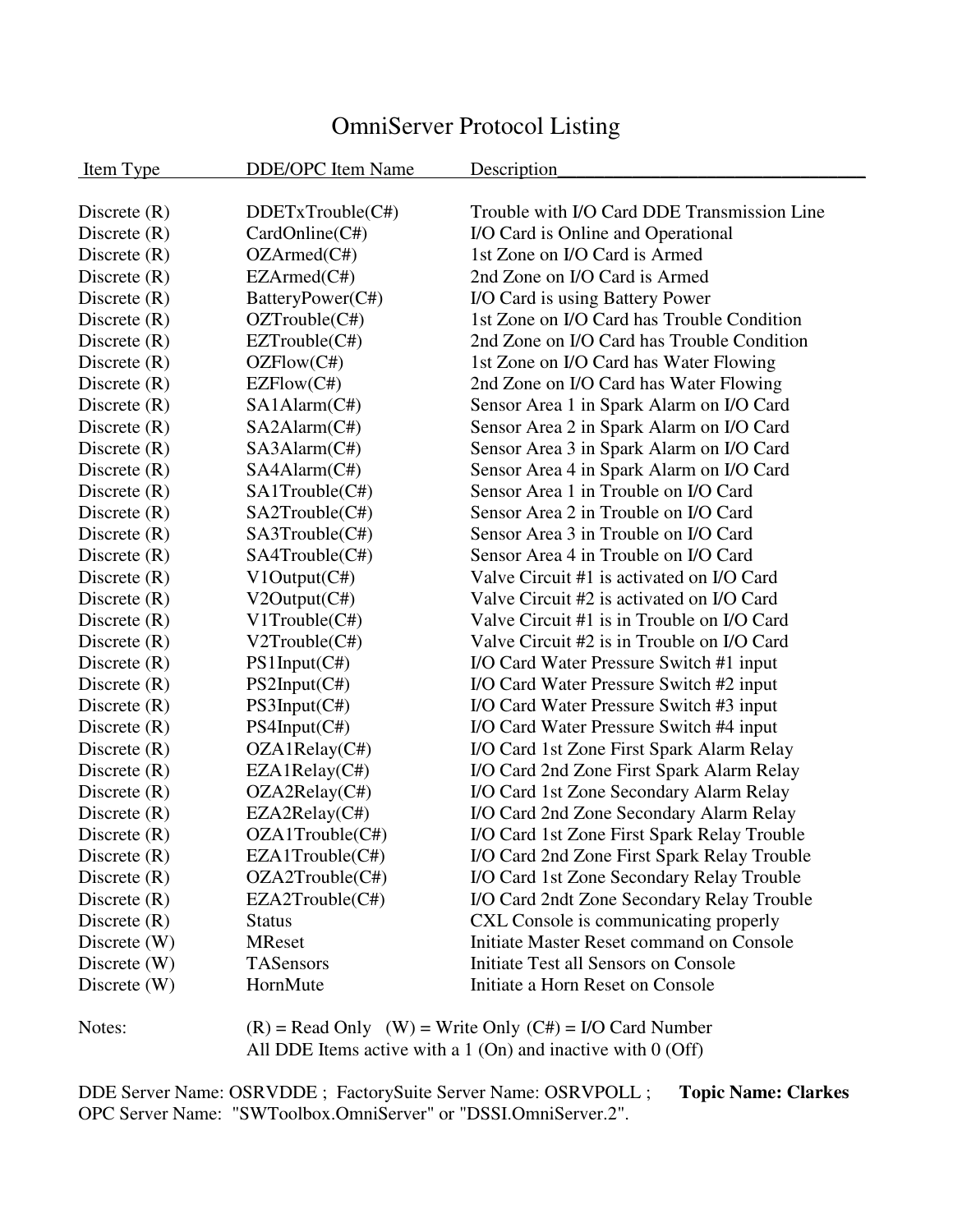# OmniServer Protocol Listing

| Item Type | DDE/OPC Item Name | Description |
| --- | --- | --- |
| Discrete (R) | DDETxTrouble(C#) | Trouble with I/O Card DDE Transmission Line |
| Discrete (R) | CardOnline(C#) | I/O Card is Online and Operational |
| Discrete (R) | OZArmed(C#) | 1st Zone on I/O Card is Armed |
| Discrete (R) | EZArmed(C#) | 2nd Zone on I/O Card is Armed |
| Discrete (R) | BatteryPower(C#) | I/O Card is using Battery Power |
| Discrete (R) | OZTrouble(C#) | 1st Zone on I/O Card has Trouble Condition |
| Discrete (R) | EZTrouble(C#) | 2nd Zone on I/O Card has Trouble Condition |
| Discrete (R) | OZFlow(C#) | 1st Zone on I/O Card has Water Flowing |
| Discrete (R) | EZFlow(C#) | 2nd Zone on I/O Card has Water Flowing |
| Discrete (R) | SA1Alarm(C#) | Sensor Area 1 in Spark Alarm on I/O Card |
| Discrete (R) | SA2Alarm(C#) | Sensor Area 2 in Spark Alarm on I/O Card |
| Discrete (R) | SA3Alarm(C#) | Sensor Area 3 in Spark Alarm on I/O Card |
| Discrete (R) | SA4Alarm(C#) | Sensor Area 4 in Spark Alarm on I/O Card |
| Discrete (R) | SA1Trouble(C#) | Sensor Area 1 in Trouble on I/O Card |
| Discrete (R) | SA2Trouble(C#) | Sensor Area 2 in Trouble on I/O Card |
| Discrete (R) | SA3Trouble(C#) | Sensor Area 3 in Trouble on I/O Card |
| Discrete (R) | SA4Trouble(C#) | Sensor Area 4 in Trouble on I/O Card |
| Discrete (R) | V1Output(C#) | Valve Circuit #1 is activated on I/O Card |
| Discrete (R) | V2Output(C#) | Valve Circuit #2 is activated on I/O Card |
| Discrete (R) | V1Trouble(C#) | Valve Circuit #1 is in Trouble on I/O Card |
| Discrete (R) | V2Trouble(C#) | Valve Circuit #2 is in Trouble on I/O Card |
| Discrete (R) | PS1Input(C#) | I/O Card Water Pressure Switch #1 input |
| Discrete (R) | PS2Input(C#) | I/O Card Water Pressure Switch #2 input |
| Discrete (R) | PS3Input(C#) | I/O Card Water Pressure Switch #3 input |
| Discrete (R) | PS4Input(C#) | I/O Card Water Pressure Switch #4 input |
| Discrete (R) | OZA1Relay(C#) | I/O Card 1st Zone First Spark Alarm Relay |
| Discrete (R) | EZA1Relay(C#) | I/O Card 2nd Zone First Spark Alarm Relay |
| Discrete (R) | OZA2Relay(C#) | I/O Card 1st Zone Secondary Alarm Relay |
| Discrete (R) | EZA2Relay(C#) | I/O Card 2nd Zone Secondary Alarm Relay |
| Discrete (R) | OZA1Trouble(C#) | I/O Card 1st Zone First Spark Relay Trouble |
| Discrete (R) | EZA1Trouble(C#) | I/O Card 2nd Zone First Spark Relay Trouble |
| Discrete (R) | OZA2Trouble(C#) | I/O Card 1st Zone Secondary Relay Trouble |
| Discrete (R) | EZA2Trouble(C#) | I/O Card 2ndt Zone Secondary Relay Trouble |
| Discrete (R) | Status | CXL Console is communicating properly |
| Discrete (W) | MReset | Initiate Master Reset command on Console |
| Discrete (W) | TASensors | Initiate Test all Sensors on Console |
| Discrete (W) | HornMute | Initiate a Horn Reset on Console |

Notes: (R) = Read Only (W) = Write Only (C#) = I/O Card Number
All DDE Items active with a 1 (On) and inactive with 0 (Off)

DDE Server Name: OSRVDDE ; FactorySuite Server Name: OSRVPOLL ; **Topic Name: Clarkes**
OPC Server Name: "SWToolbox.OmniServer" or "DSSI.OmniServer.2".